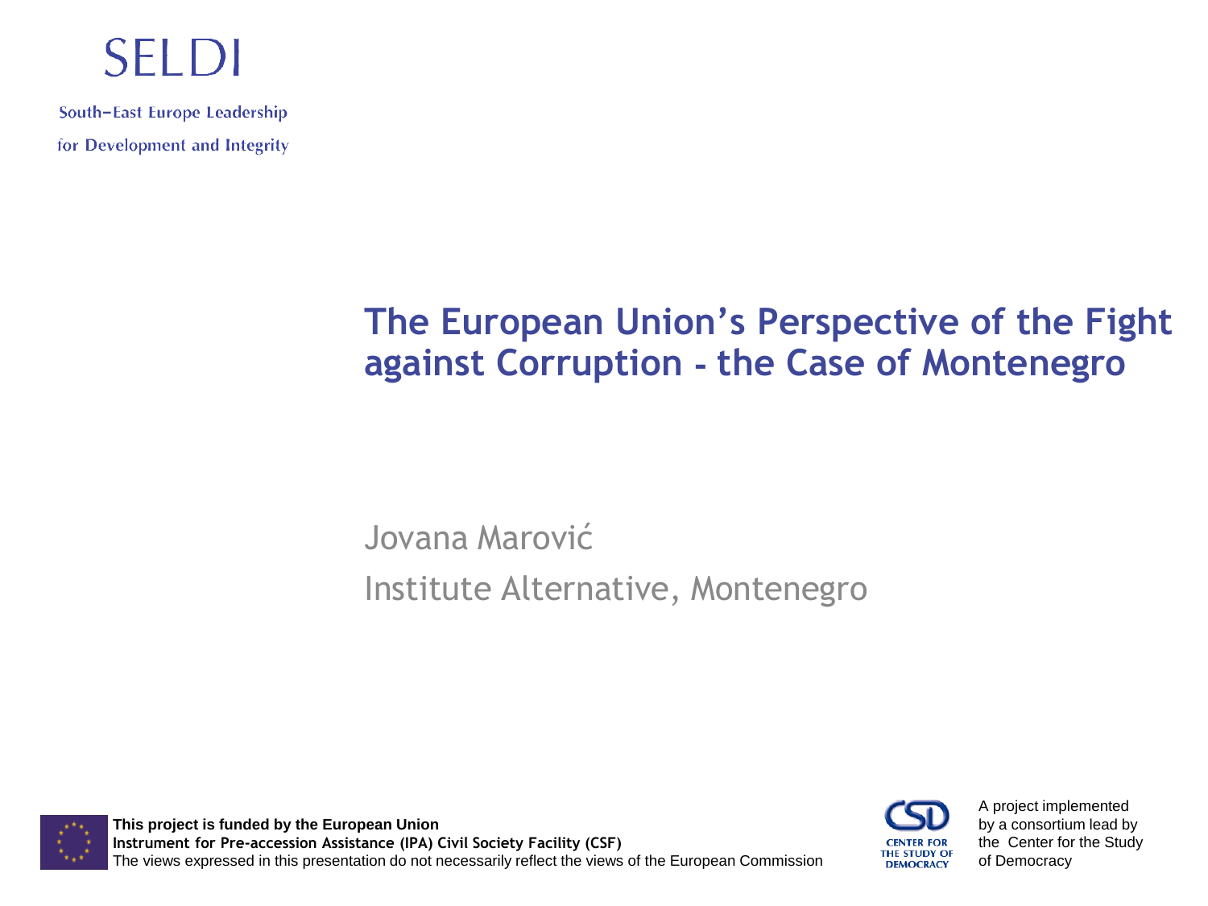SELDI

South–East Europe Leadership
for Development and Integrity

# The European Union's Perspective of the Fight against Corruption - the Case of Montenegro

Jovana Marović

Institute Alternative, Montenegro

**This project is funded by the European Union**
**Instrument for Pre-accession Assistance (IPA) Civil Society Facility (CSF)**
The views expressed in this presentation do not necessarily reflect the views of the European Commission

CENTER FOR THE STUDY OF DEMOCRACY

A project implemented by a consortium lead by the Center for the Study of Democracy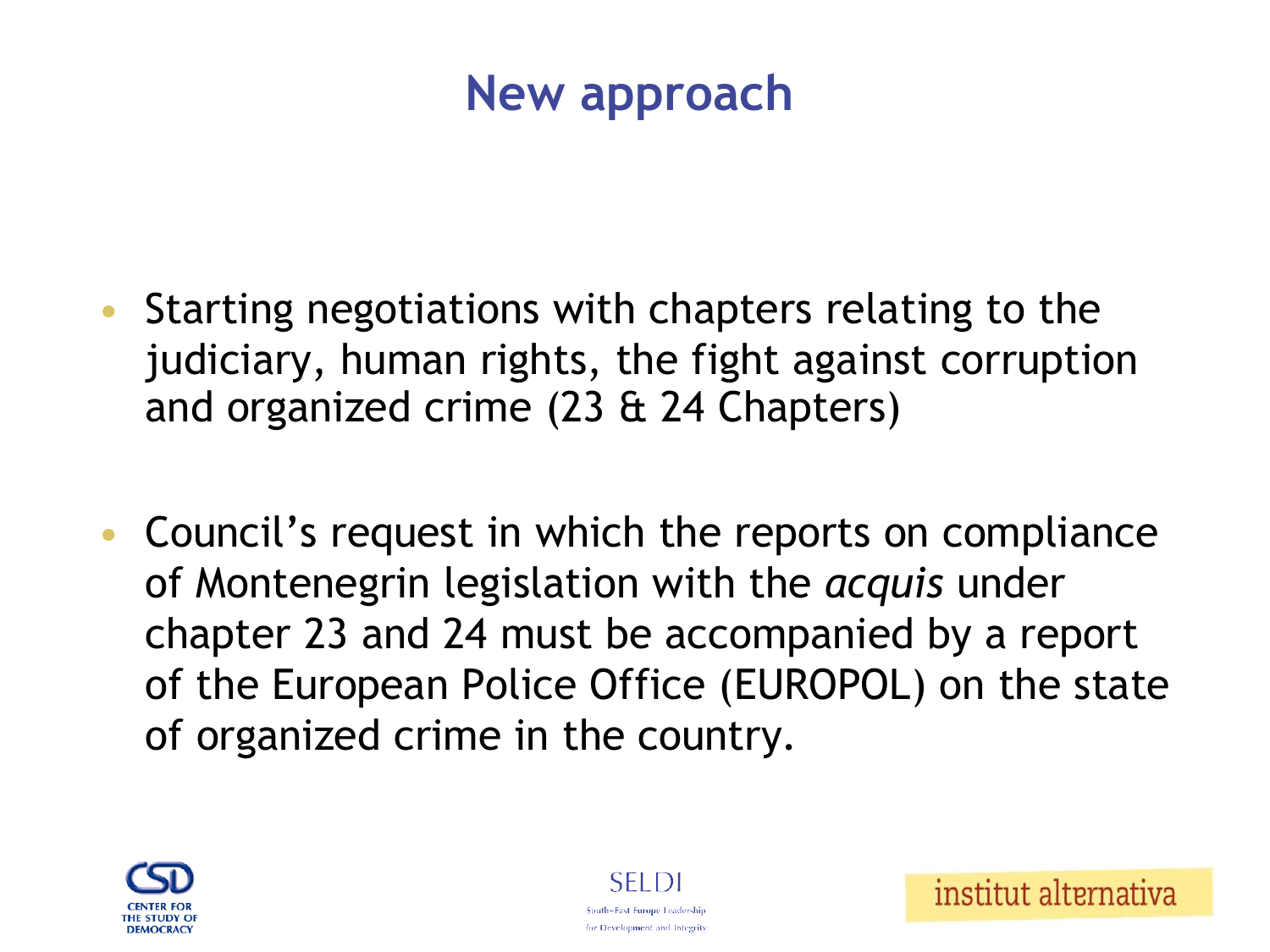# New approach

- Starting negotiations with chapters relating to the judiciary, human rights, the fight against corruption and organized crime (23 & 24 Chapters)

- Council's request in which the reports on compliance of Montenegrin legislation with the *acquis* under chapter 23 and 24 must be accompanied by a report of the European Police Office (EUROPOL) on the state of organized crime in the country.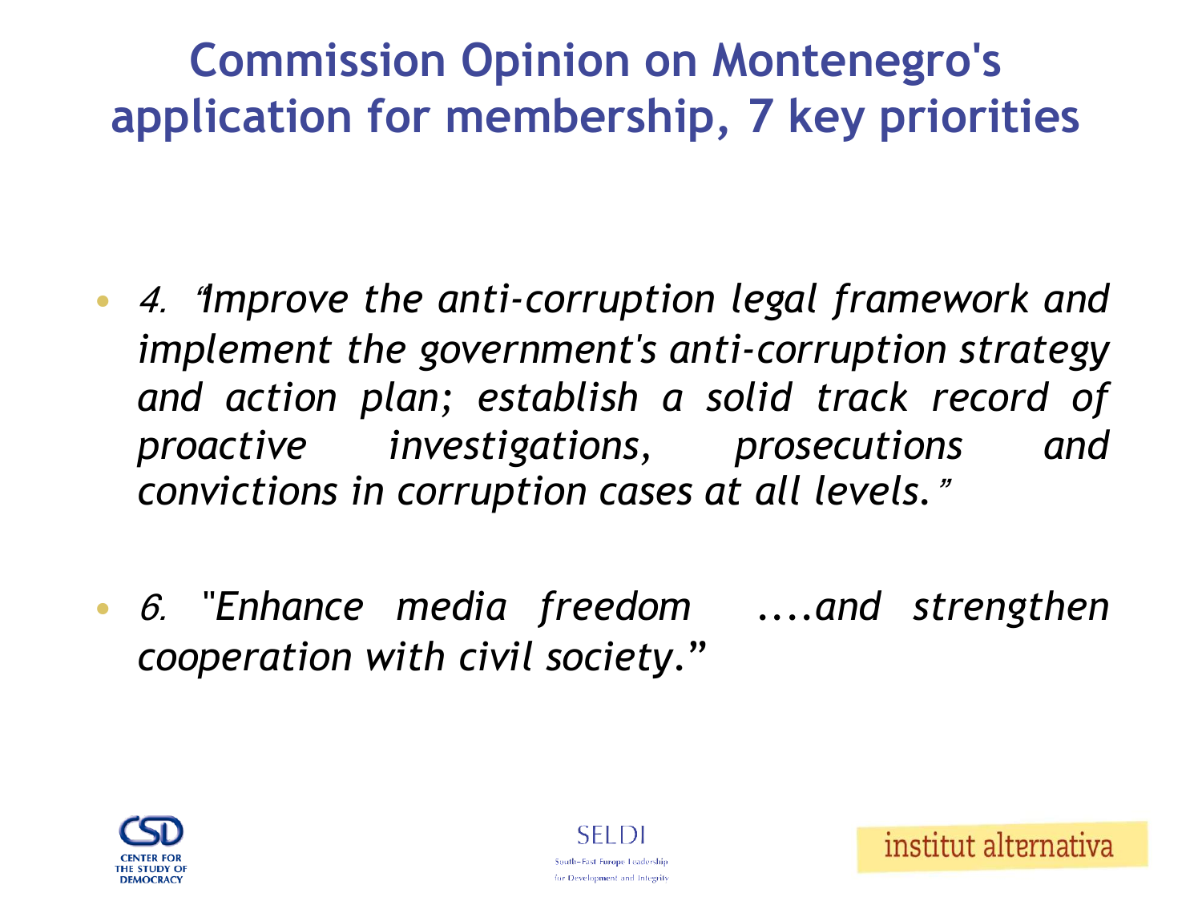# Commission Opinion on Montenegro's application for membership, 7 key priorities

- *4. "Improve the anti-corruption legal framework and implement the government's anti-corruption strategy and action plan; establish a solid track record of proactive investigations, prosecutions and convictions in corruption cases at all levels."*

- *6. "Enhance media freedom ....and strengthen cooperation with civil society."*

CENTER FOR THE STUDY OF DEMOCRACY

SELDI South-East Europe Leadership for Development and Integrity

institut alternativa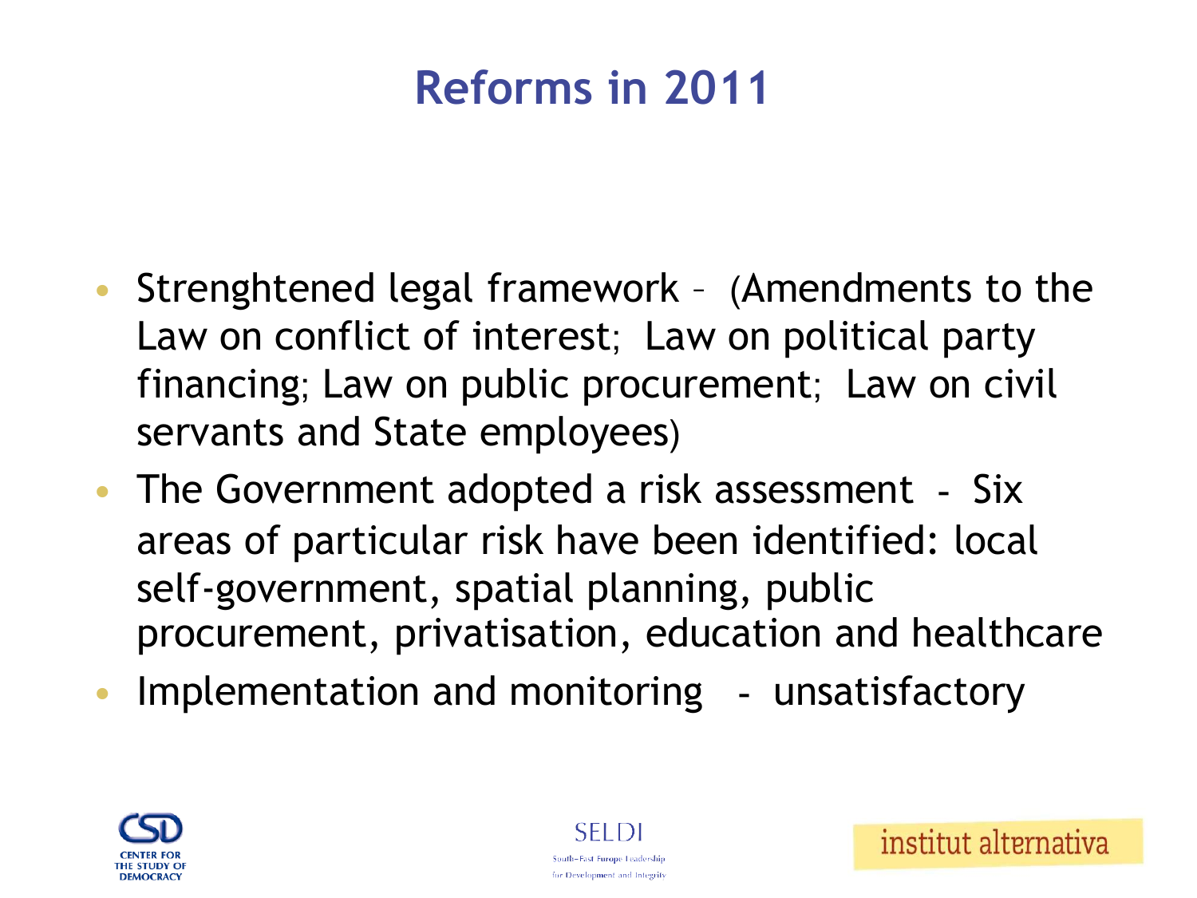# Reforms in 2011

- Strenghtened legal framework – (Amendments to the Law on conflict of interest; Law on political party financing; Law on public procurement; Law on civil servants and State employees)
- The Government adopted a risk assessment - Six areas of particular risk have been identified: local self-government, spatial planning, public procurement, privatisation, education and healthcare
- Implementation and monitoring - unsatisfactory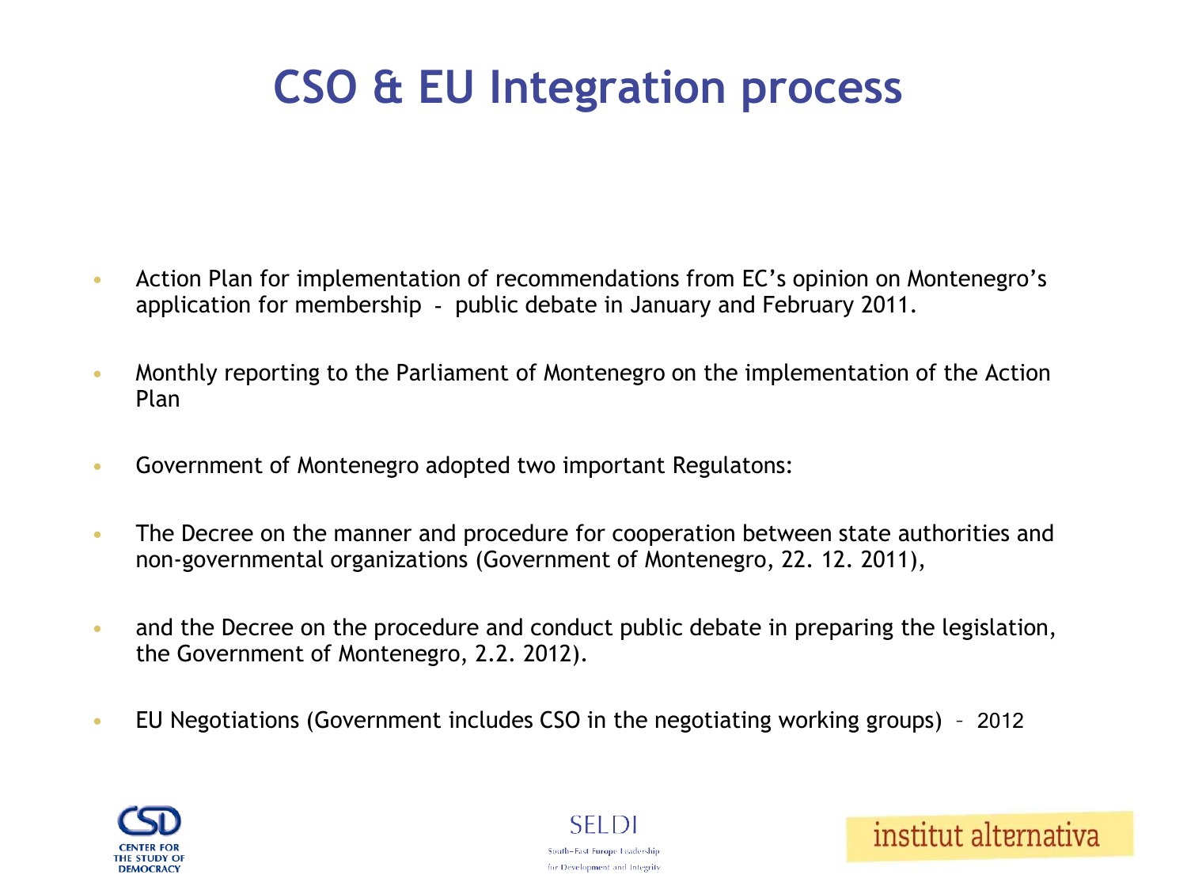# CSO & EU Integration process

- Action Plan for implementation of recommendations from EC's opinion on Montenegro's application for membership - public debate in January and February 2011.
- Monthly reporting to the Parliament of Montenegro on the implementation of the Action Plan
- Government of Montenegro adopted two important Regulatons:
- The Decree on the manner and procedure for cooperation between state authorities and non-governmental organizations (Government of Montenegro, 22. 12. 2011),
- and the Decree on the procedure and conduct public debate in preparing the legislation, the Government of Montenegro, 2.2. 2012).
- EU Negotiations (Government includes CSO in the negotiating working groups) – 2012

CENTER FOR THE STUDY OF DEMOCRACY

SELDI South-East Europe Leadership for Development and Integrity

institut alternativa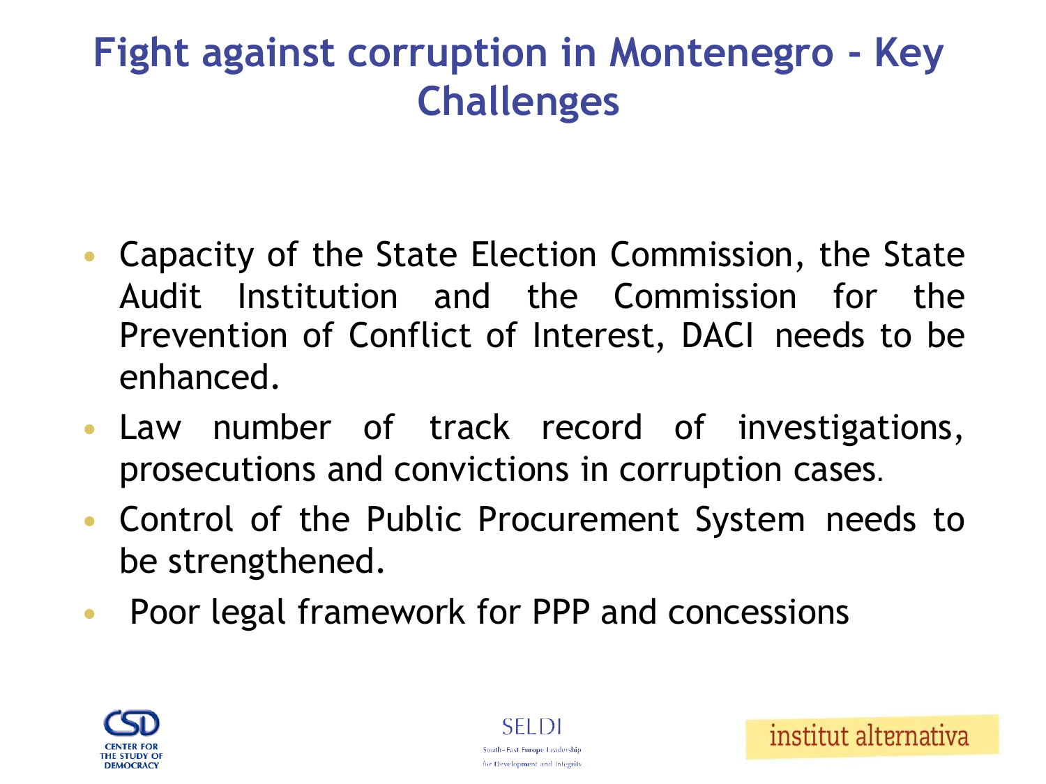# Fight against corruption in Montenegro - Key Challenges

- Capacity of the State Election Commission, the State Audit Institution and the Commission for the Prevention of Conflict of Interest, DACI needs to be enhanced.
- Law number of track record of investigations, prosecutions and convictions in corruption cases.
- Control of the Public Procurement System needs to be strengthened.
- Poor legal framework for PPP and concessions

CENTER FOR THE STUDY OF DEMOCRACY

SELDI South-East Europe Leadership for Development and Integrity

institut alternativa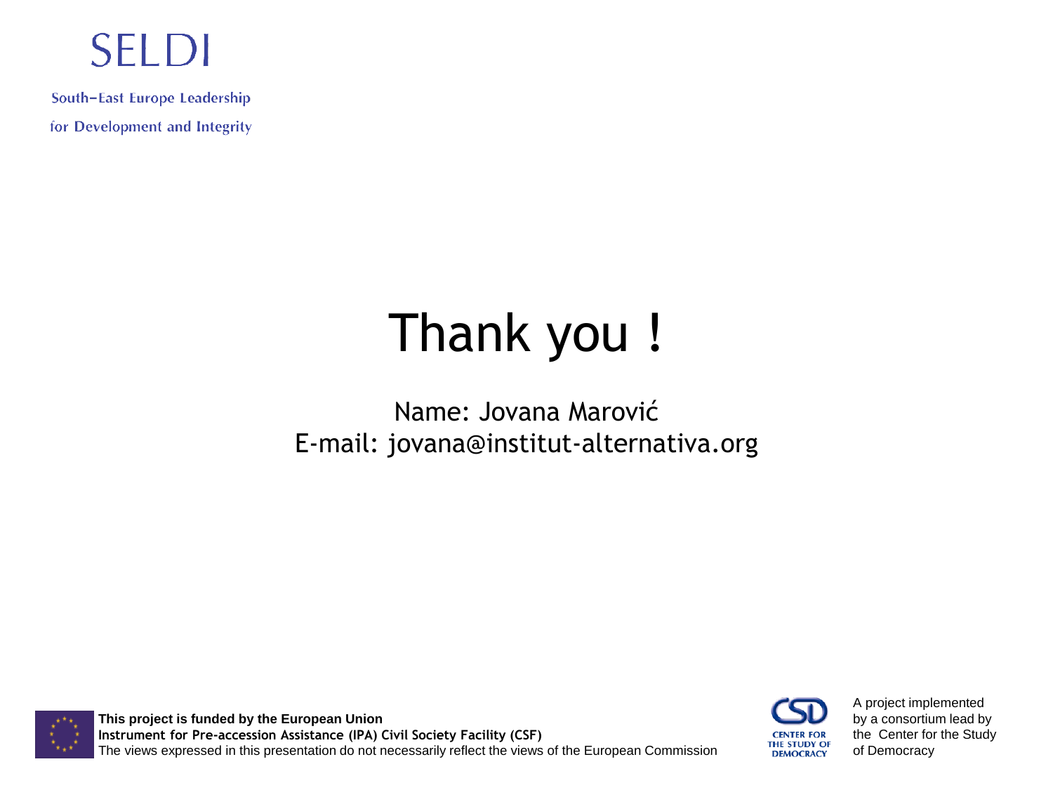SELDI

South–East Europe Leadership
for Development and Integrity

# Thank you !

Name: Jovana Marović
E-mail: jovana@institut-alternativa.org

**This project is funded by the European Union**
**Instrument for Pre-accession Assistance (IPA) Civil Society Facility (CSF)**
The views expressed in this presentation do not necessarily reflect the views of the European Commission

CSD CENTER FOR THE STUDY OF DEMOCRACY

A project implemented by a consortium lead by the Center for the Study of Democracy